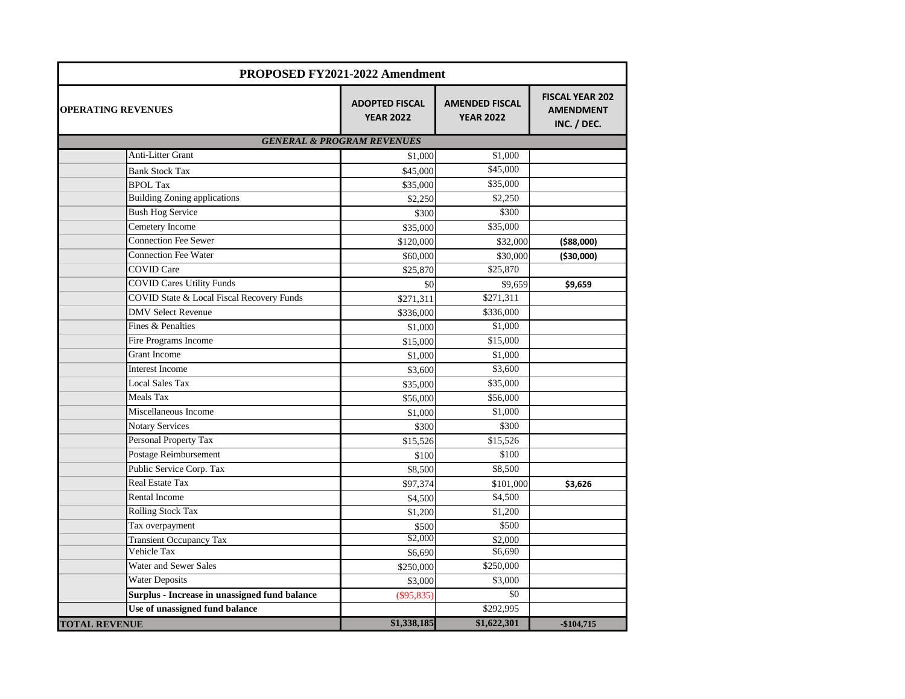| PROPOSED FY2021-2022 Amendment | | | | |
|---|---|---|---|---|
| **OPERATING REVENUES** | | **ADOPTED FISCAL YEAR 2022** | **AMENDED FISCAL YEAR 2022** | **FISCAL YEAR 202 AMENDMENT INC. / DEC.** |
| | ***GENERAL & PROGRAM REVENUES*** | | | |
| | Anti-Litter Grant | $1,000 | $1,000 | |
| | Bank Stock Tax | $45,000 | $45,000 | |
| | BPOL Tax | $35,000 | $35,000 | |
| | Building Zoning applications | $2,250 | $2,250 | |
| | Bush Hog Service | $300 | $300 | |
| | Cemetery Income | $35,000 | $35,000 | |
| | Connection Fee Sewer | $120,000 | $32,000 | **($88,000)** |
| | Connection Fee Water | $60,000 | $30,000 | **($30,000)** |
| | COVID Care | $25,870 | $25,870 | |
| | COVID Cares Utility Funds | $0 | $9,659 | **$9,659** |
| | COVID State & Local Fiscal Recovery Funds | $271,311 | $271,311 | |
| | DMV Select Revenue | $336,000 | $336,000 | |
| | Fines & Penalties | $1,000 | $1,000 | |
| | Fire Programs Income | $15,000 | $15,000 | |
| | Grant Income | $1,000 | $1,000 | |
| | Interest Income | $3,600 | $3,600 | |
| | Local Sales Tax | $35,000 | $35,000 | |
| | Meals Tax | $56,000 | $56,000 | |
| | Miscellaneous Income | $1,000 | $1,000 | |
| | Notary Services | $300 | $300 | |
| | Personal Property Tax | $15,526 | $15,526 | |
| | Postage Reimbursement | $100 | $100 | |
| | Public Service Corp. Tax | $8,500 | $8,500 | |
| | Real Estate Tax | $97,374 | $101,000 | **$3,626** |
| | Rental Income | $4,500 | $4,500 | |
| | Rolling Stock Tax | $1,200 | $1,200 | |
| | Tax overpayment | $500 | $500 | |
| | Transient Occupancy Tax | $2,000 | $2,000 | |
| | Vehicle Tax | $6,690 | $6,690 | |
| | Water and Sewer Sales | $250,000 | $250,000 | |
| | Water Deposits | $3,000 | $3,000 | |
| | **Surplus - Increase in unassigned fund balance** | ($95,835) | $0 | |
| | **Use of unassigned fund balance** | | $292,995 | |
| **TOTAL REVENUE** | | **$1,338,185** | **$1,622,301** | **-$104,715** |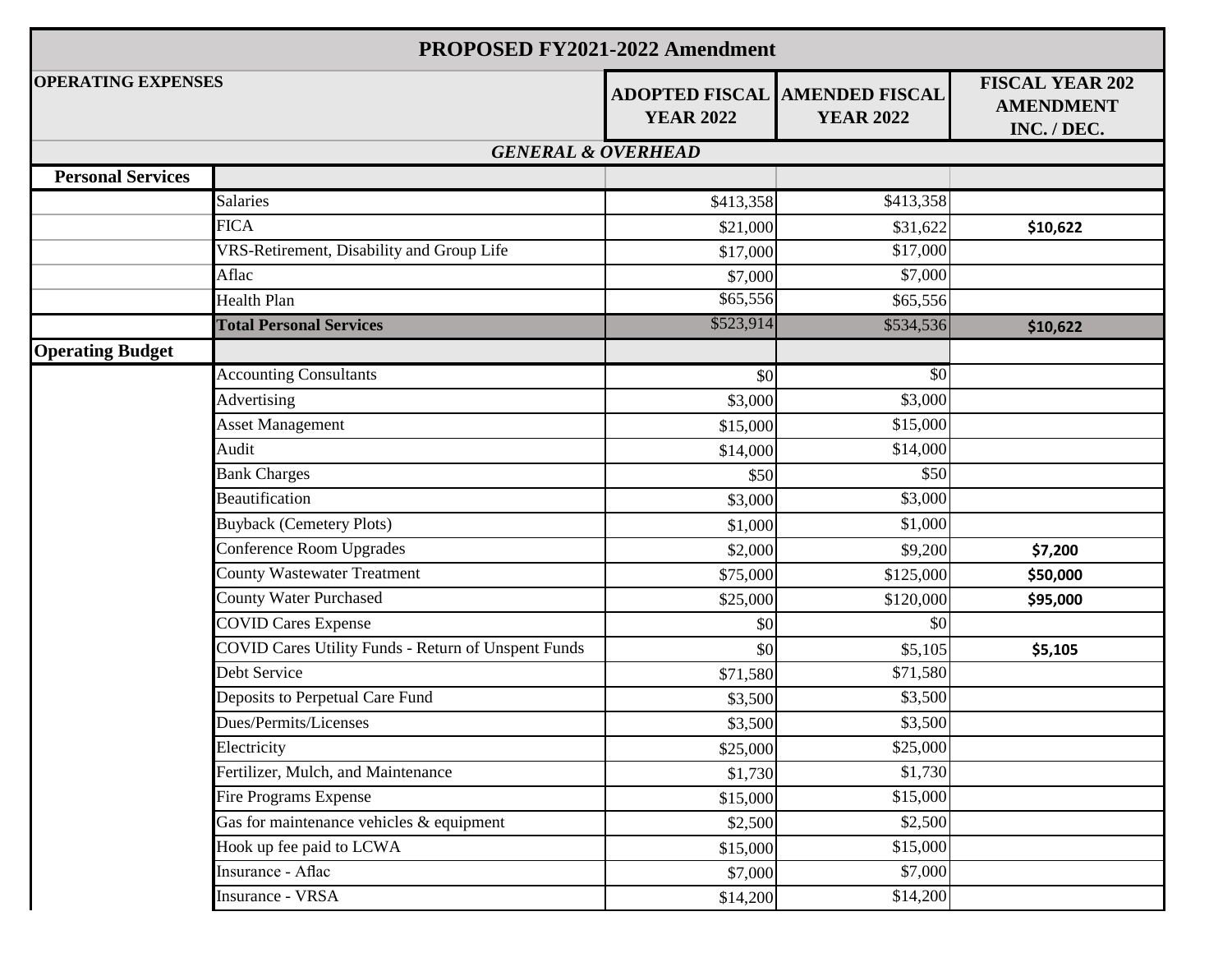| PROPOSED FY2021-2022 Amendment | | | | |
|---|---|---|---|---|
| **OPERATING EXPENSES** | | **ADOPTED FISCAL YEAR 2022** | **AMENDED FISCAL YEAR 2022** | **FISCAL YEAR 202 AMENDMENT INC. / DEC.** |
| ***GENERAL & OVERHEAD*** | | | | |
| **Personal Services** | | | | |
| | Salaries | $413,358 | $413,358 | |
| | FICA | $21,000 | $31,622 | **$10,622** |
| | VRS-Retirement, Disability and Group Life | $17,000 | $17,000 | |
| | Aflac | $7,000 | $7,000 | |
| | Health Plan | $65,556 | $65,556 | |
| | **Total Personal Services** | $523,914 | $534,536 | **$10,622** |
| **Operating Budget** | | | | |
| | Accounting Consultants | $0 | $0 | |
| | Advertising | $3,000 | $3,000 | |
| | Asset Management | $15,000 | $15,000 | |
| | Audit | $14,000 | $14,000 | |
| | Bank Charges | $50 | $50 | |
| | Beautification | $3,000 | $3,000 | |
| | Buyback (Cemetery Plots) | $1,000 | $1,000 | |
| | Conference Room Upgrades | $2,000 | $9,200 | **$7,200** |
| | County Wastewater Treatment | $75,000 | $125,000 | **$50,000** |
| | County Water Purchased | $25,000 | $120,000 | **$95,000** |
| | COVID Cares Expense | $0 | $0 | |
| | COVID Cares Utility Funds - Return of Unspent Funds | $0 | $5,105 | **$5,105** |
| | Debt Service | $71,580 | $71,580 | |
| | Deposits to Perpetual Care Fund | $3,500 | $3,500 | |
| | Dues/Permits/Licenses | $3,500 | $3,500 | |
| | Electricity | $25,000 | $25,000 | |
| | Fertilizer, Mulch, and Maintenance | $1,730 | $1,730 | |
| | Fire Programs Expense | $15,000 | $15,000 | |
| | Gas for maintenance vehicles & equipment | $2,500 | $2,500 | |
| | Hook up fee paid to LCWA | $15,000 | $15,000 | |
| | Insurance - Aflac | $7,000 | $7,000 | |
| | Insurance - VRSA | $14,200 | $14,200 | |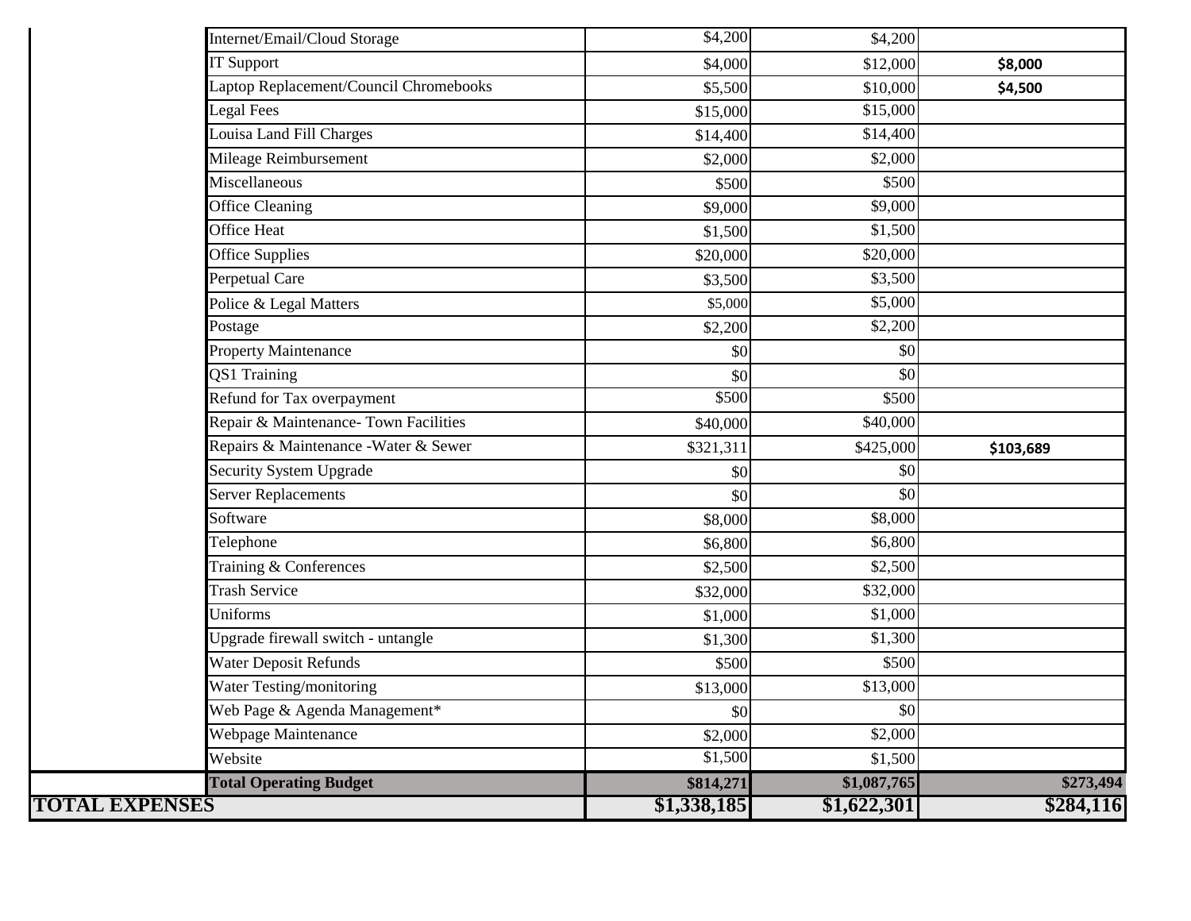| | | | | |
|---|---|---|---|---|
| | Internet/Email/Cloud Storage | $4,200 | $4,200 | |
| | IT Support | $4,000 | $12,000 | **$8,000** |
| | Laptop Replacement/Council Chromebooks | $5,500 | $10,000 | **$4,500** |
| | Legal Fees | $15,000 | $15,000 | |
| | Louisa Land Fill Charges | $14,400 | $14,400 | |
| | Mileage Reimbursement | $2,000 | $2,000 | |
| | Miscellaneous | $500 | $500 | |
| | Office Cleaning | $9,000 | $9,000 | |
| | Office Heat | $1,500 | $1,500 | |
| | Office Supplies | $20,000 | $20,000 | |
| | Perpetual Care | $3,500 | $3,500 | |
| | Police & Legal Matters | $5,000 | $5,000 | |
| | Postage | $2,200 | $2,200 | |
| | Property Maintenance | $0 | $0 | |
| | QS1 Training | $0 | $0 | |
| | Refund for Tax overpayment | $500 | $500 | |
| | Repair & Maintenance- Town Facilities | $40,000 | $40,000 | |
| | Repairs & Maintenance -Water & Sewer | $321,311 | $425,000 | **$103,689** |
| | Security System Upgrade | $0 | $0 | |
| | Server Replacements | $0 | $0 | |
| | Software | $8,000 | $8,000 | |
| | Telephone | $6,800 | $6,800 | |
| | Training & Conferences | $2,500 | $2,500 | |
| | Trash Service | $32,000 | $32,000 | |
| | Uniforms | $1,000 | $1,000 | |
| | Upgrade firewall switch - untangle | $1,300 | $1,300 | |
| | Water Deposit Refunds | $500 | $500 | |
| | Water Testing/monitoring | $13,000 | $13,000 | |
| | Web Page & Agenda Management* | $0 | $0 | |
| | Webpage Maintenance | $2,000 | $2,000 | |
| | Website | $1,500 | $1,500 | |
| | **Total Operating Budget** | **$814,271** | **$1,087,765** | **$273,494** |
| **TOTAL EXPENSES** | | **$1,338,185** | **$1,622,301** | **$284,116** |